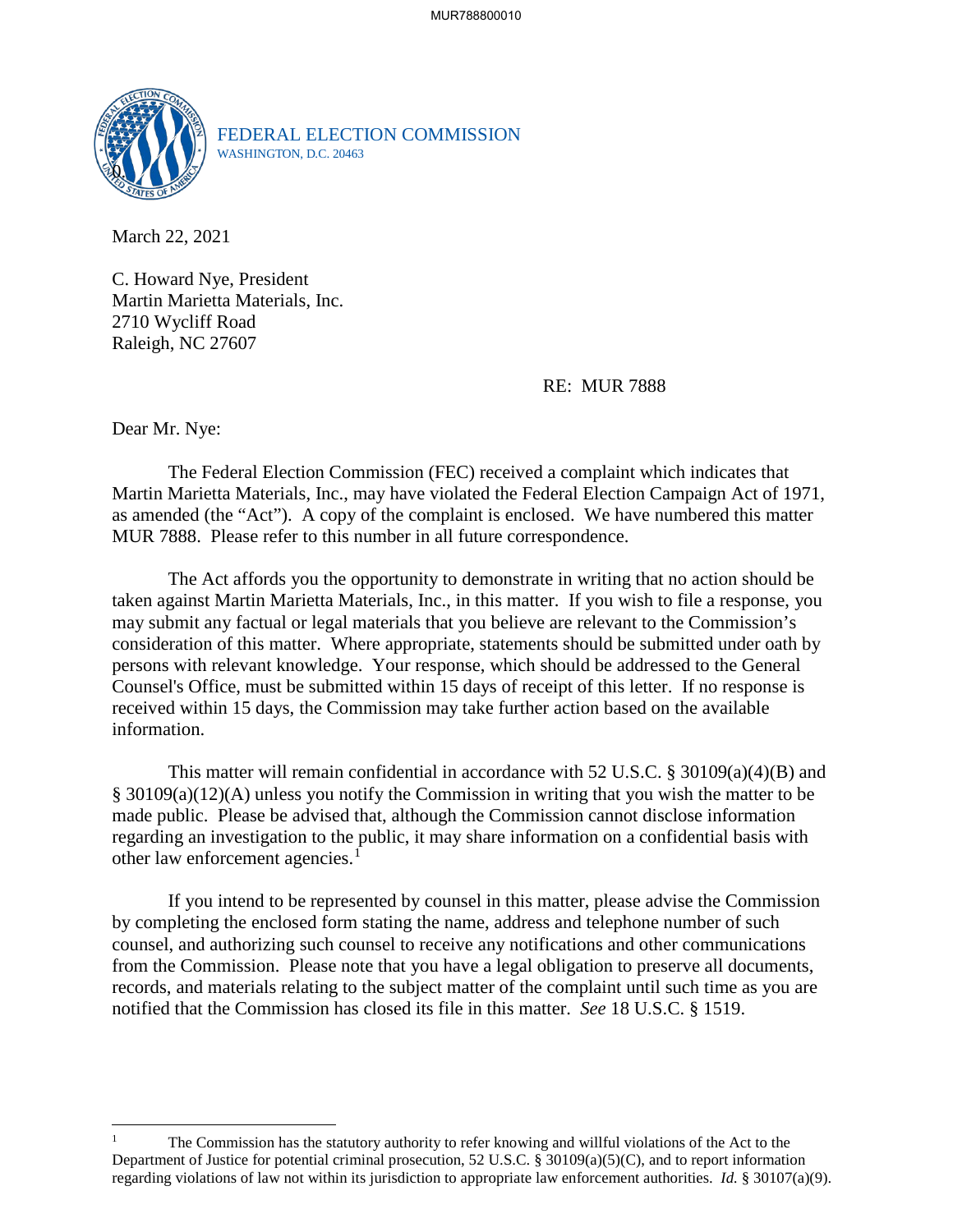FEDERAL ELECTION COMMISSION
WASHINGTON, D.C. 20463

March 22, 2021

C. Howard Nye, President
Martin Marietta Materials, Inc.
2710 Wycliff Road
Raleigh, NC 27607

RE: MUR 7888

Dear Mr. Nye:

The Federal Election Commission (FEC) received a complaint which indicates that Martin Marietta Materials, Inc., may have violated the Federal Election Campaign Act of 1971, as amended (the "Act"). A copy of the complaint is enclosed. We have numbered this matter MUR 7888. Please refer to this number in all future correspondence.

The Act affords you the opportunity to demonstrate in writing that no action should be taken against Martin Marietta Materials, Inc., in this matter. If you wish to file a response, you may submit any factual or legal materials that you believe are relevant to the Commission's consideration of this matter. Where appropriate, statements should be submitted under oath by persons with relevant knowledge. Your response, which should be addressed to the General Counsel's Office, must be submitted within 15 days of receipt of this letter. If no response is received within 15 days, the Commission may take further action based on the available information.

This matter will remain confidential in accordance with 52 U.S.C. § 30109(a)(4)(B) and § 30109(a)(12)(A) unless you notify the Commission in writing that you wish the matter to be made public. Please be advised that, although the Commission cannot disclose information regarding an investigation to the public, it may share information on a confidential basis with other law enforcement agencies.[1]

If you intend to be represented by counsel in this matter, please advise the Commission by completing the enclosed form stating the name, address and telephone number of such counsel, and authorizing such counsel to receive any notifications and other communications from the Commission. Please note that you have a legal obligation to preserve all documents, records, and materials relating to the subject matter of the complaint until such time as you are notified that the Commission has closed its file in this matter. *See* 18 U.S.C. § 1519.

[1] The Commission has the statutory authority to refer knowing and willful violations of the Act to the Department of Justice for potential criminal prosecution, 52 U.S.C. § 30109(a)(5)(C), and to report information regarding violations of law not within its jurisdiction to appropriate law enforcement authorities. *Id.* § 30107(a)(9).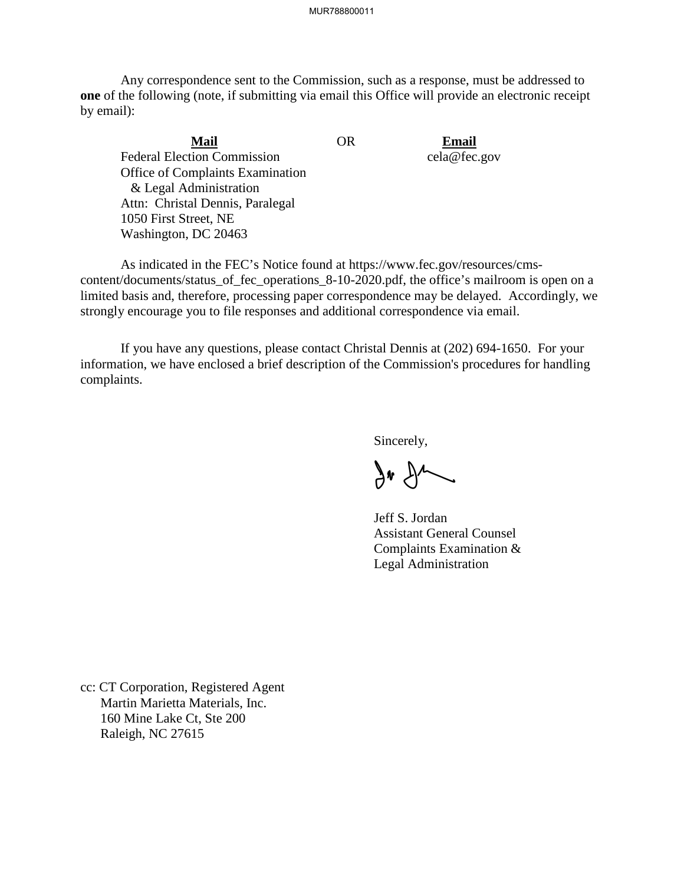Any correspondence sent to the Commission, such as a response, must be addressed to **one** of the following (note, if submitting via email this Office will provide an electronic receipt by email):

| **Mail** | OR | **Email** |
| --- | --- | --- |
| Federal Election Commission<br>Office of Complaints Examination<br>& Legal Administration<br>Attn: Christal Dennis, Paralegal<br>1050 First Street, NE<br>Washington, DC 20463 | | cela@fec.gov |

As indicated in the FEC's Notice found at https://www.fec.gov/resources/cms-content/documents/status_of_fec_operations_8-10-2020.pdf, the office's mailroom is open on a limited basis and, therefore, processing paper correspondence may be delayed. Accordingly, we strongly encourage you to file responses and additional correspondence via email.

If you have any questions, please contact Christal Dennis at (202) 694-1650. For your information, we have enclosed a brief description of the Commission's procedures for handling complaints.

Sincerely,

Jeff S. Jordan
Assistant General Counsel
Complaints Examination &
Legal Administration

cc: CT Corporation, Registered Agent
Martin Marietta Materials, Inc.
160 Mine Lake Ct, Ste 200
Raleigh, NC 27615